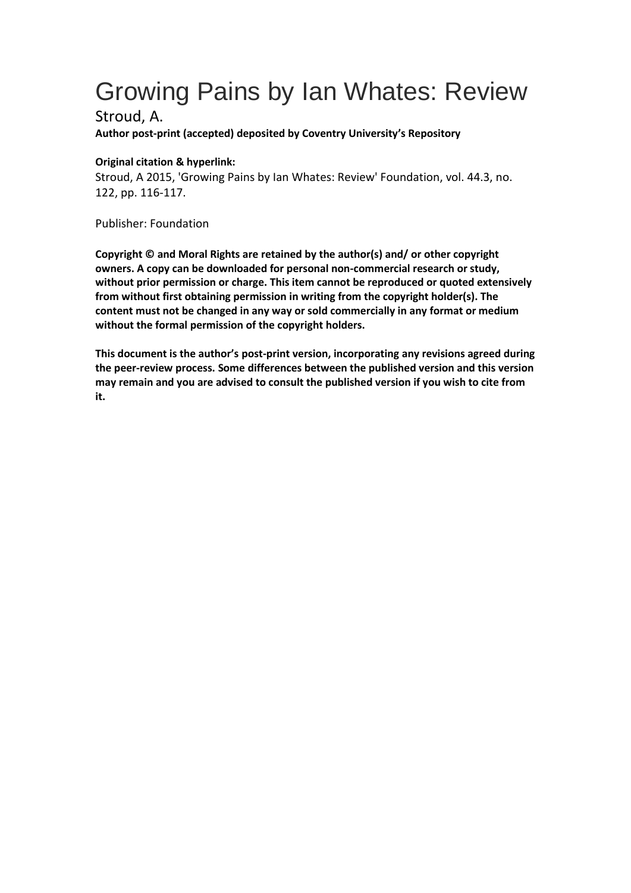# Growing Pains by Ian Whates: Review

Stroud, A.

**Author post-print (accepted) deposited by Coventry University's Repository**

**Original citation & hyperlink:**

Stroud, A 2015, 'Growing Pains by Ian Whates: Review' Foundation, vol. 44.3, no. 122, pp. 116-117.

Publisher: Foundation

**Copyright © and Moral Rights are retained by the author(s) and/ or other copyright owners. A copy can be downloaded for personal non-commercial research or study, without prior permission or charge. This item cannot be reproduced or quoted extensively from without first obtaining permission in writing from the copyright holder(s). The content must not be changed in any way or sold commercially in any format or medium without the formal permission of the copyright holders.**

**This document is the author's post-print version, incorporating any revisions agreed during the peer-review process. Some differences between the published version and this version may remain and you are advised to consult the published version if you wish to cite from it.**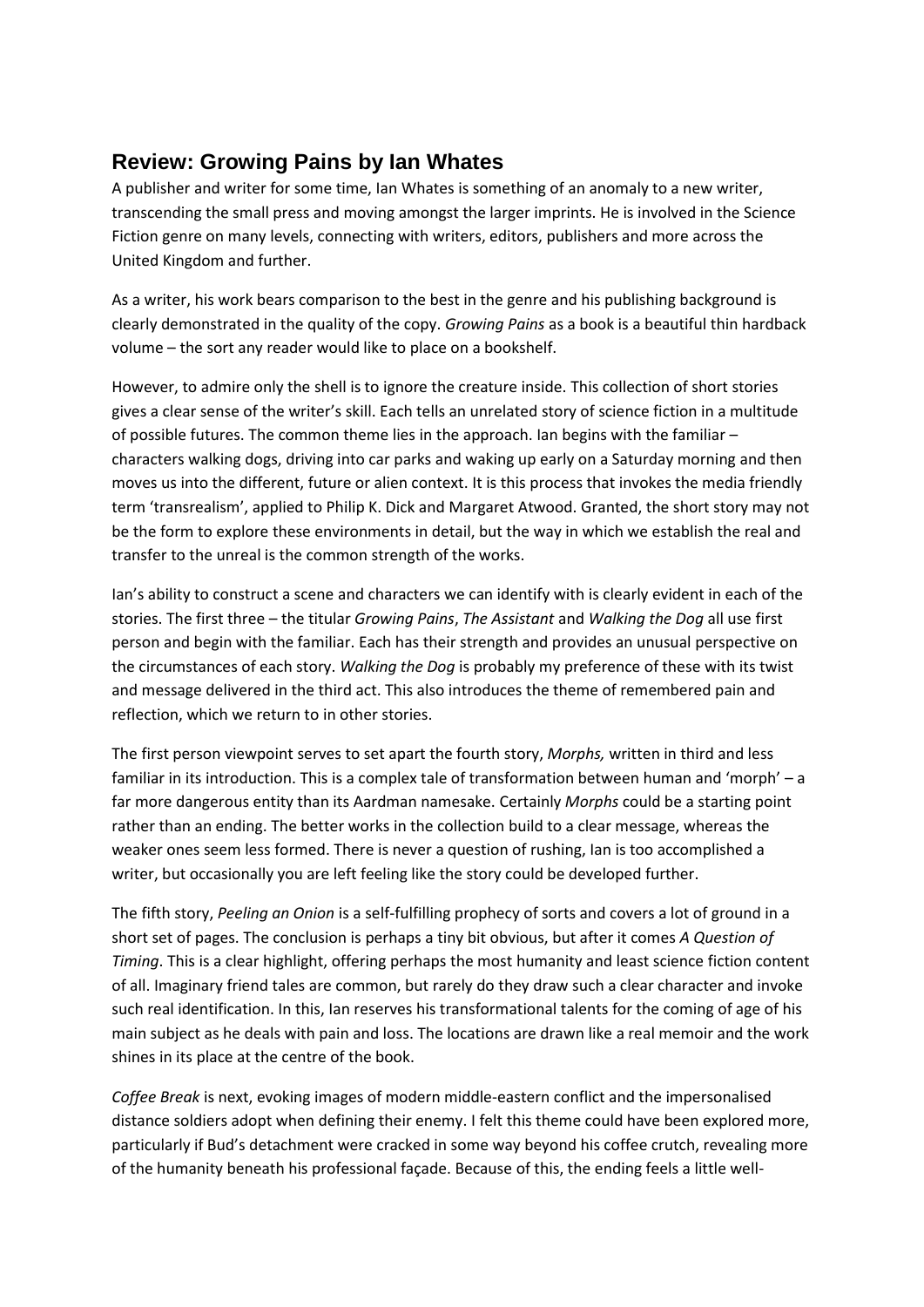## Review: Growing Pains by Ian Whates

A publisher and writer for some time, Ian Whates is something of an anomaly to a new writer, transcending the small press and moving amongst the larger imprints. He is involved in the Science Fiction genre on many levels, connecting with writers, editors, publishers and more across the United Kingdom and further.

As a writer, his work bears comparison to the best in the genre and his publishing background is clearly demonstrated in the quality of the copy. *Growing Pains* as a book is a beautiful thin hardback volume – the sort any reader would like to place on a bookshelf.

However, to admire only the shell is to ignore the creature inside. This collection of short stories gives a clear sense of the writer's skill. Each tells an unrelated story of science fiction in a multitude of possible futures. The common theme lies in the approach. Ian begins with the familiar – characters walking dogs, driving into car parks and waking up early on a Saturday morning and then moves us into the different, future or alien context. It is this process that invokes the media friendly term 'transrealism', applied to Philip K. Dick and Margaret Atwood. Granted, the short story may not be the form to explore these environments in detail, but the way in which we establish the real and transfer to the unreal is the common strength of the works.

Ian's ability to construct a scene and characters we can identify with is clearly evident in each of the stories. The first three – the titular *Growing Pains*, *The Assistant* and *Walking the Dog* all use first person and begin with the familiar. Each has their strength and provides an unusual perspective on the circumstances of each story. *Walking the Dog* is probably my preference of these with its twist and message delivered in the third act. This also introduces the theme of remembered pain and reflection, which we return to in other stories.

The first person viewpoint serves to set apart the fourth story, *Morphs,* written in third and less familiar in its introduction. This is a complex tale of transformation between human and 'morph' – a far more dangerous entity than its Aardman namesake. Certainly *Morphs* could be a starting point rather than an ending. The better works in the collection build to a clear message, whereas the weaker ones seem less formed. There is never a question of rushing, Ian is too accomplished a writer, but occasionally you are left feeling like the story could be developed further.

The fifth story, *Peeling an Onion* is a self-fulfilling prophecy of sorts and covers a lot of ground in a short set of pages. The conclusion is perhaps a tiny bit obvious, but after it comes *A Question of Timing*. This is a clear highlight, offering perhaps the most humanity and least science fiction content of all. Imaginary friend tales are common, but rarely do they draw such a clear character and invoke such real identification. In this, Ian reserves his transformational talents for the coming of age of his main subject as he deals with pain and loss. The locations are drawn like a real memoir and the work shines in its place at the centre of the book.

*Coffee Break* is next, evoking images of modern middle-eastern conflict and the impersonalised distance soldiers adopt when defining their enemy. I felt this theme could have been explored more, particularly if Bud's detachment were cracked in some way beyond his coffee crutch, revealing more of the humanity beneath his professional façade. Because of this, the ending feels a little well-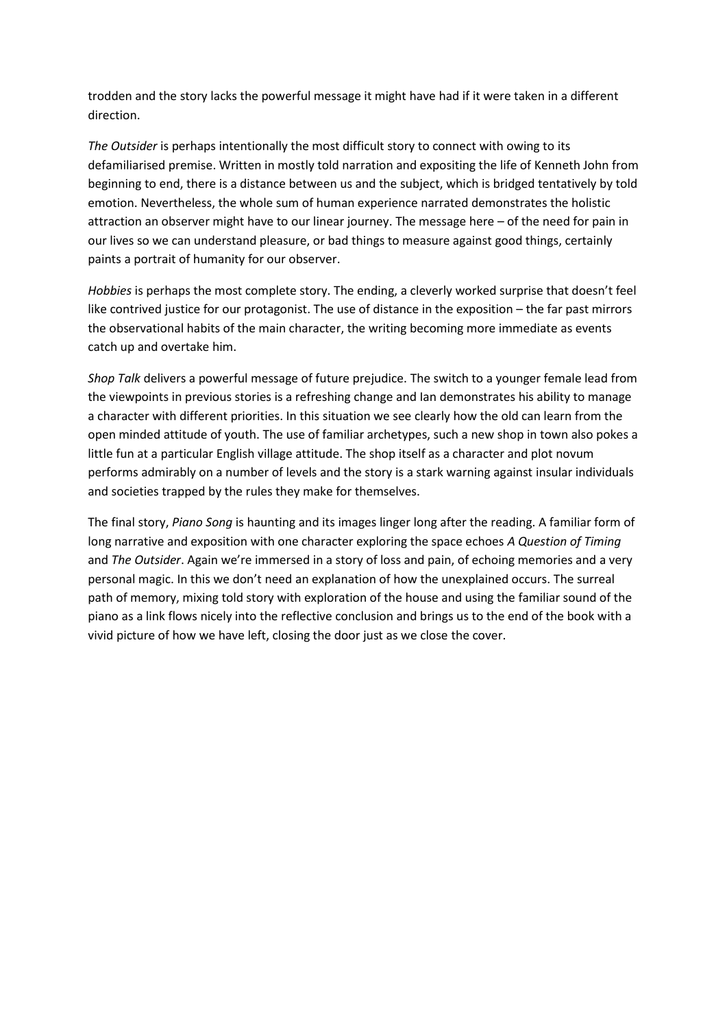trodden and the story lacks the powerful message it might have had if it were taken in a different direction.

*The Outsider* is perhaps intentionally the most difficult story to connect with owing to its defamiliarised premise. Written in mostly told narration and expositing the life of Kenneth John from beginning to end, there is a distance between us and the subject, which is bridged tentatively by told emotion. Nevertheless, the whole sum of human experience narrated demonstrates the holistic attraction an observer might have to our linear journey. The message here – of the need for pain in our lives so we can understand pleasure, or bad things to measure against good things, certainly paints a portrait of humanity for our observer.

*Hobbies* is perhaps the most complete story. The ending, a cleverly worked surprise that doesn't feel like contrived justice for our protagonist. The use of distance in the exposition – the far past mirrors the observational habits of the main character, the writing becoming more immediate as events catch up and overtake him.

*Shop Talk* delivers a powerful message of future prejudice. The switch to a younger female lead from the viewpoints in previous stories is a refreshing change and Ian demonstrates his ability to manage a character with different priorities. In this situation we see clearly how the old can learn from the open minded attitude of youth. The use of familiar archetypes, such a new shop in town also pokes a little fun at a particular English village attitude. The shop itself as a character and plot novum performs admirably on a number of levels and the story is a stark warning against insular individuals and societies trapped by the rules they make for themselves.

The final story, *Piano Song* is haunting and its images linger long after the reading. A familiar form of long narrative and exposition with one character exploring the space echoes *A Question of Timing* and *The Outsider*. Again we're immersed in a story of loss and pain, of echoing memories and a very personal magic. In this we don't need an explanation of how the unexplained occurs. The surreal path of memory, mixing told story with exploration of the house and using the familiar sound of the piano as a link flows nicely into the reflective conclusion and brings us to the end of the book with a vivid picture of how we have left, closing the door just as we close the cover.